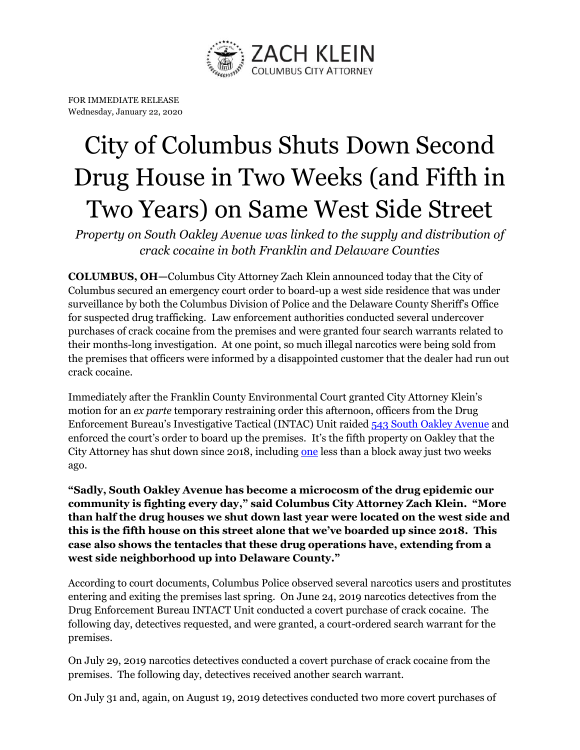ZACH KLEIN
COLUMBUS CITY ATTORNEY

FOR IMMEDIATE RELEASE
Wednesday, January 22, 2020

# City of Columbus Shuts Down Second Drug House in Two Weeks (and Fifth in Two Years) on Same West Side Street

*Property on South Oakley Avenue was linked to the supply and distribution of crack cocaine in both Franklin and Delaware Counties*

**COLUMBUS, OH—**Columbus City Attorney Zach Klein announced today that the City of Columbus secured an emergency court order to board-up a west side residence that was under surveillance by both the Columbus Division of Police and the Delaware County Sheriff's Office for suspected drug trafficking. Law enforcement authorities conducted several undercover purchases of crack cocaine from the premises and were granted four search warrants related to their months-long investigation. At one point, so much illegal narcotics were being sold from the premises that officers were informed by a disappointed customer that the dealer had run out crack cocaine.

Immediately after the Franklin County Environmental Court granted City Attorney Klein's motion for an *ex parte* temporary restraining order this afternoon, officers from the Drug Enforcement Bureau's Investigative Tactical (INTAC) Unit raided 543 South Oakley Avenue and enforced the court's order to board up the premises. It's the fifth property on Oakley that the City Attorney has shut down since 2018, including one less than a block away just two weeks ago.

**"Sadly, South Oakley Avenue has become a microcosm of the drug epidemic our community is fighting every day," said Columbus City Attorney Zach Klein. "More than half the drug houses we shut down last year were located on the west side and this is the fifth house on this street alone that we've boarded up since 2018. This case also shows the tentacles that these drug operations have, extending from a west side neighborhood up into Delaware County."**

According to court documents, Columbus Police observed several narcotics users and prostitutes entering and exiting the premises last spring. On June 24, 2019 narcotics detectives from the Drug Enforcement Bureau INTACT Unit conducted a covert purchase of crack cocaine. The following day, detectives requested, and were granted, a court-ordered search warrant for the premises.

On July 29, 2019 narcotics detectives conducted a covert purchase of crack cocaine from the premises. The following day, detectives received another search warrant.

On July 31 and, again, on August 19, 2019 detectives conducted two more covert purchases of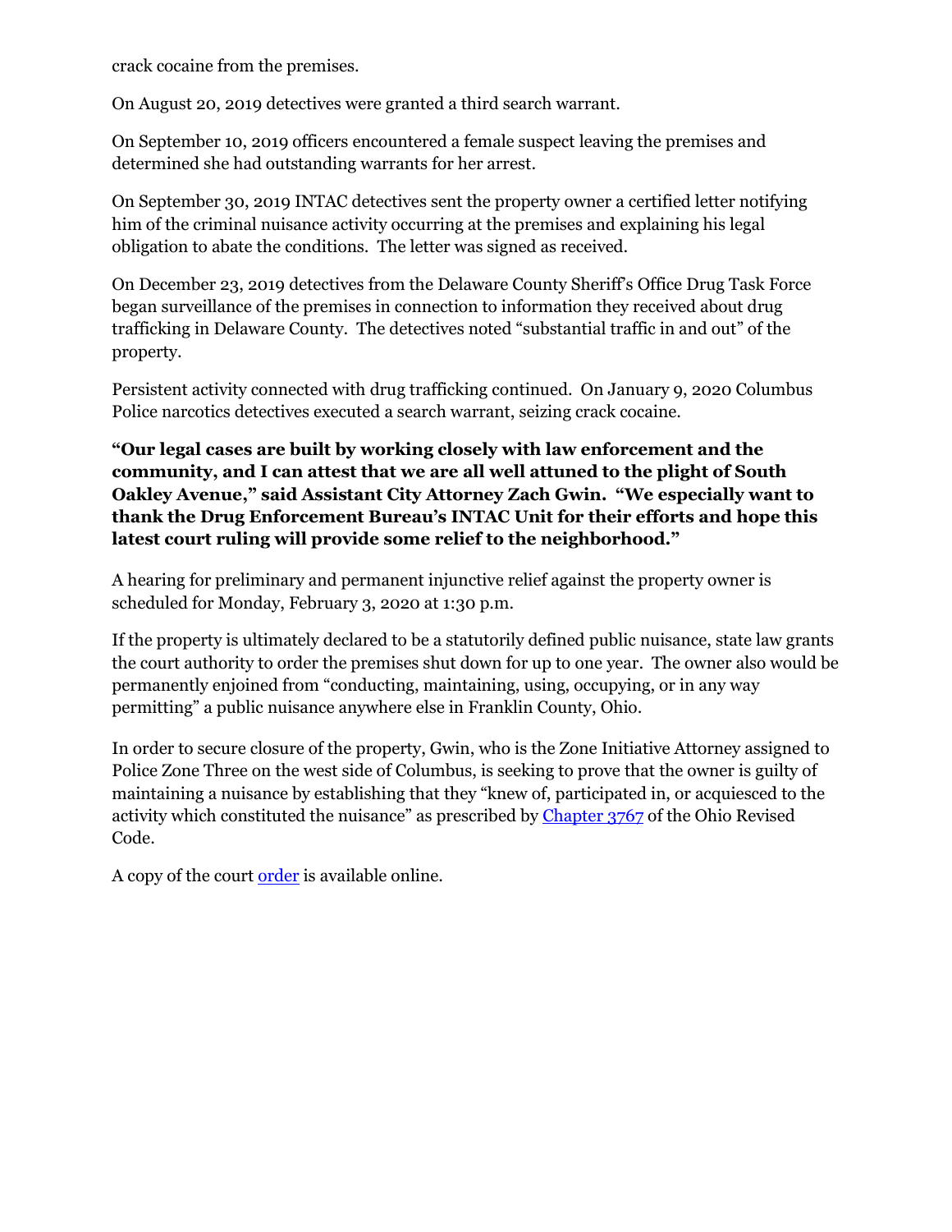crack cocaine from the premises.

On August 20, 2019 detectives were granted a third search warrant.

On September 10, 2019 officers encountered a female suspect leaving the premises and determined she had outstanding warrants for her arrest.

On September 30, 2019 INTAC detectives sent the property owner a certified letter notifying him of the criminal nuisance activity occurring at the premises and explaining his legal obligation to abate the conditions. The letter was signed as received.

On December 23, 2019 detectives from the Delaware County Sheriff's Office Drug Task Force began surveillance of the premises in connection to information they received about drug trafficking in Delaware County. The detectives noted "substantial traffic in and out" of the property.

Persistent activity connected with drug trafficking continued. On January 9, 2020 Columbus Police narcotics detectives executed a search warrant, seizing crack cocaine.

**"Our legal cases are built by working closely with law enforcement and the community, and I can attest that we are all well attuned to the plight of South Oakley Avenue," said Assistant City Attorney Zach Gwin. "We especially want to thank the Drug Enforcement Bureau's INTAC Unit for their efforts and hope this latest court ruling will provide some relief to the neighborhood."**

A hearing for preliminary and permanent injunctive relief against the property owner is scheduled for Monday, February 3, 2020 at 1:30 p.m.

If the property is ultimately declared to be a statutorily defined public nuisance, state law grants the court authority to order the premises shut down for up to one year. The owner also would be permanently enjoined from "conducting, maintaining, using, occupying, or in any way permitting" a public nuisance anywhere else in Franklin County, Ohio.

In order to secure closure of the property, Gwin, who is the Zone Initiative Attorney assigned to Police Zone Three on the west side of Columbus, is seeking to prove that the owner is guilty of maintaining a nuisance by establishing that they "knew of, participated in, or acquiesced to the activity which constituted the nuisance" as prescribed by [Chapter 3767]() of the Ohio Revised Code.

A copy of the court [order]() is available online.